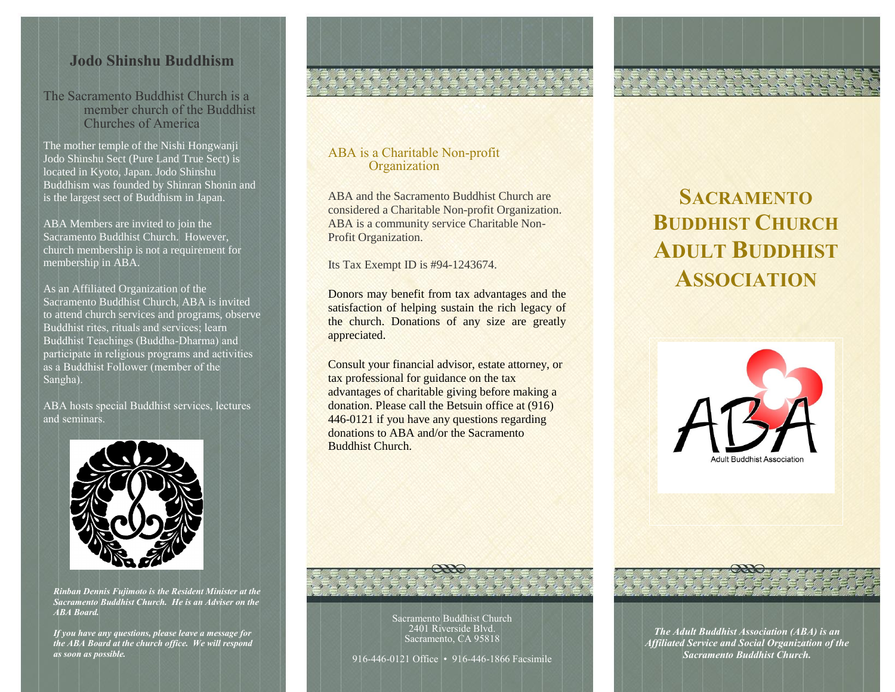## Jodo Shinshu Buddhism

The Sacramento Buddhist Church is a member church of the Buddhist Churches of America

The mother temple of the Nishi Hongwanji Jodo Shinshu Sect (Pure Land True Sect) is located in Kyoto, Japan. Jodo Shinshu Buddhism was founded by Shinran Shonin and is the largest sect of Buddhism in Japan.

ABA Members are invited to join the Sacramento Buddhist Church. However, church membership is not a requirement for membership in ABA.

As an Affiliated Organization of the Sacramento Buddhist Church, ABA is invited to attend church services and programs, observe Buddhist rites, rituals and services; learn Buddhist Teachings (Buddha-Dharma) and participate in religious programs and activities as a Buddhist Follower (member of the Sangha).

ABA hosts special Buddhist services, lectures and seminars.

***Rinban Dennis Fujimoto is the Resident Minister at the Sacramento Buddhist Church. He is an Adviser on the ABA Board.***

***If you have any questions, please leave a message for the ABA Board at the church office. We will respond as soon as possible.***

## ABA is a Charitable Non-profit Organization

ABA and the Sacramento Buddhist Church are considered a Charitable Non-profit Organization. ABA is a community service Charitable Non-Profit Organization.

Its Tax Exempt ID is #94-1243674.

Donors may benefit from tax advantages and the satisfaction of helping sustain the rich legacy of the church. Donations of any size are greatly appreciated.

Consult your financial advisor, estate attorney, or tax professional for guidance on the tax advantages of charitable giving before making a donation. Please call the Betsuin office at (916) 446-0121 if you have any questions regarding donations to ABA and/or the Sacramento Buddhist Church.

Sacramento Buddhist Church
2401 Riverside Blvd.
Sacramento, CA 95818

916-446-0121 Office • 916-446-1866 Facsimile

# Sacramento Buddhist Church Adult Buddhist Association

ABA
Adult Buddhist Association

***The Adult Buddhist Association (ABA) is an Affiliated Service and Social Organization of the Sacramento Buddhist Church.***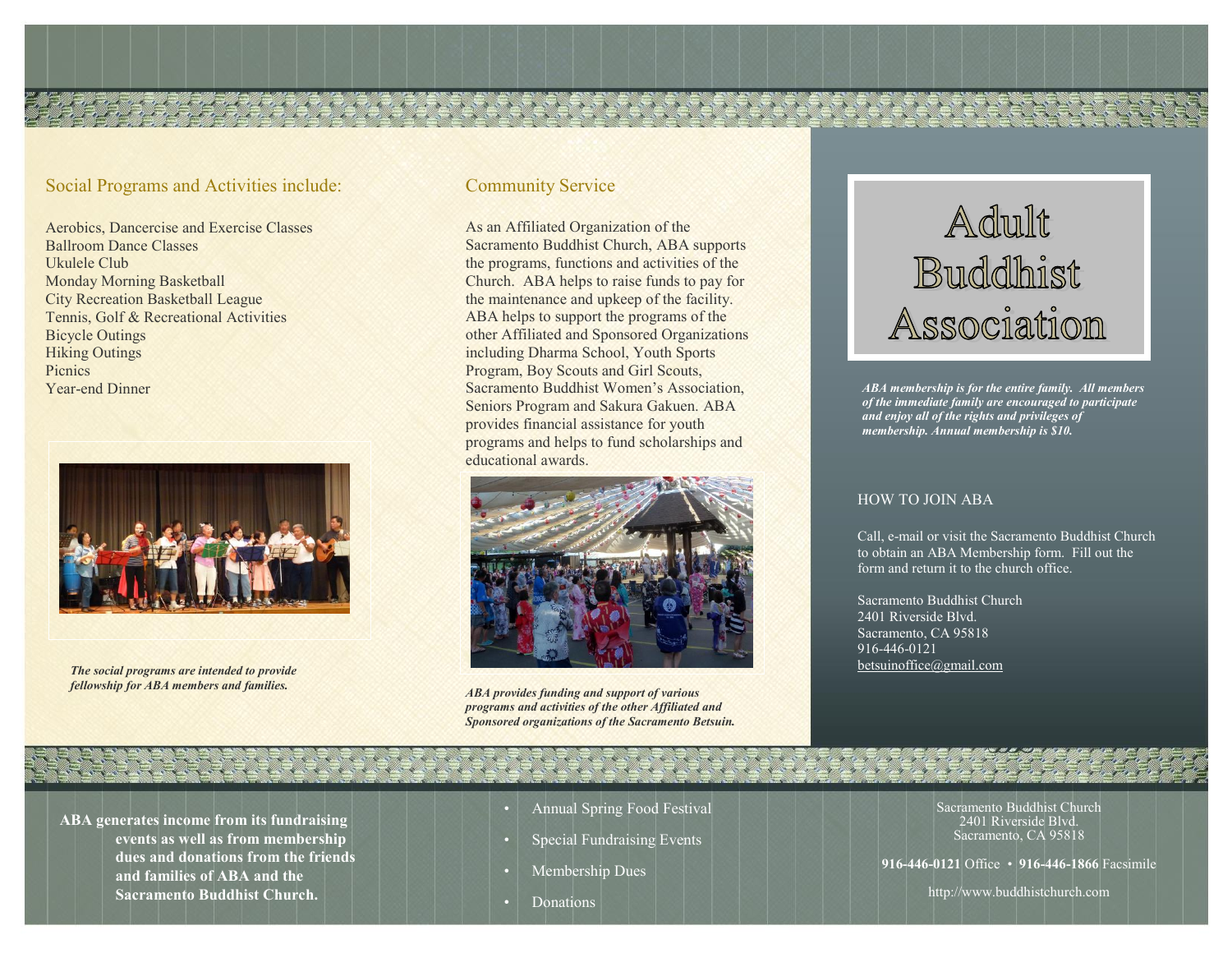## Social Programs and Activities include:

Aerobics, Dancercise and Exercise Classes
Ballroom Dance Classes
Ukulele Club
Monday Morning Basketball
City Recreation Basketball League
Tennis, Golf & Recreational Activities
Bicycle Outings
Hiking Outings
Picnics
Year-end Dinner

***The social programs are intended to provide fellowship for ABA members and families.***

## Community Service

As an Affiliated Organization of the Sacramento Buddhist Church, ABA supports the programs, functions and activities of the Church. ABA helps to raise funds to pay for the maintenance and upkeep of the facility. ABA helps to support the programs of the other Affiliated and Sponsored Organizations including Dharma School, Youth Sports Program, Boy Scouts and Girl Scouts, Sacramento Buddhist Women's Association, Seniors Program and Sakura Gakuen. ABA provides financial assistance for youth programs and helps to fund scholarships and educational awards.

***ABA provides funding and support of various programs and activities of the other Affiliated and Sponsored organizations of the Sacramento Betsuin.***

# Adult Buddhist Association

***ABA membership is for the entire family. All members of the immediate family are encouraged to participate and enjoy all of the rights and privileges of membership. Annual membership is $10.***

## HOW TO JOIN ABA

Call, e-mail or visit the Sacramento Buddhist Church to obtain an ABA Membership form. Fill out the form and return it to the church office.

Sacramento Buddhist Church
2401 Riverside Blvd.
Sacramento, CA 95818
916-446-0121
betsuinoffice@gmail.com

**ABA generates income from its fundraising events as well as from membership dues and donations from the friends and families of ABA and the Sacramento Buddhist Church.**

- Annual Spring Food Festival
- Special Fundraising Events
- Membership Dues
- Donations

Sacramento Buddhist Church
2401 Riverside Blvd.
Sacramento, CA 95818

**916-446-0121** Office • **916-446-1866** Facsimile

http://www.buddhistchurch.com